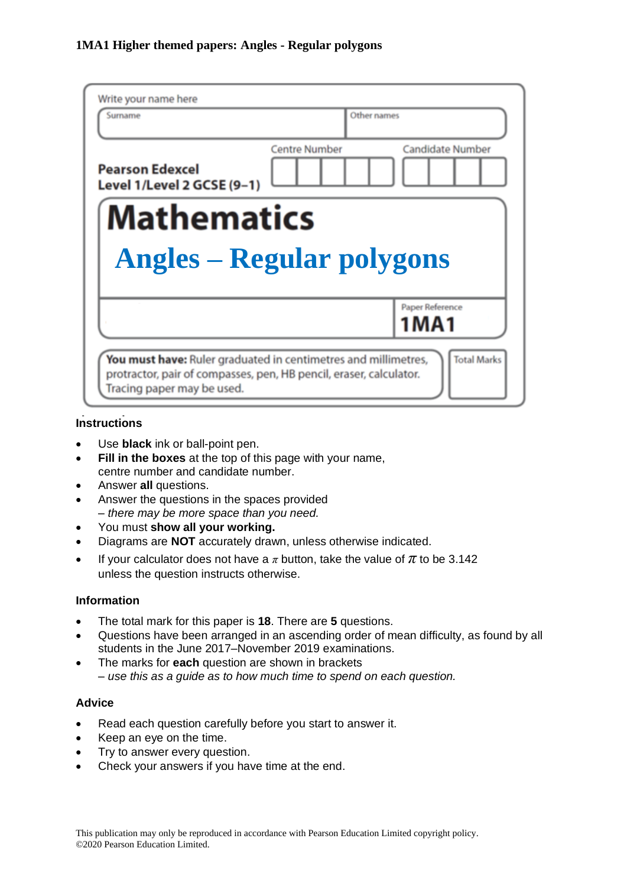**1MA1 Higher themed papers: Angles - Regular polygons**

Write your name here

| Surname | Other names |
|---|---|
| | |

**Pearson Edexcel Level 1/Level 2 GCSE (9–1)**

Centre Number | Candidate Number

# Mathematics

## Angles – Regular polygons

Paper Reference **1MA1**

**You must have:** Ruler graduated in centimetres and millimetres, protractor, pair of compasses, pen, HB pencil, eraser, calculator. Tracing paper may be used.

Total Marks

### Instructions

- Use **black** ink or ball-point pen.
- **Fill in the boxes** at the top of this page with your name, centre number and candidate number.
- Answer **all** questions.
- Answer the questions in the spaces provided – *there may be more space than you need.*
- You must **show all your working.**
- Diagrams are **NOT** accurately drawn, unless otherwise indicated.
- If your calculator does not have a $\pi$ button, take the value of $\pi$ to be 3.142 unless the question instructs otherwise.

### Information

- The total mark for this paper is **18**. There are **5** questions.
- Questions have been arranged in an ascending order of mean difficulty, as found by all students in the June 2017–November 2019 examinations.
- The marks for **each** question are shown in brackets – *use this as a guide as to how much time to spend on each question.*

### Advice

- Read each question carefully before you start to answer it.
- Keep an eye on the time.
- Try to answer every question.
- Check your answers if you have time at the end.

This publication may only be reproduced in accordance with Pearson Education Limited copyright policy.
©2020 Pearson Education Limited.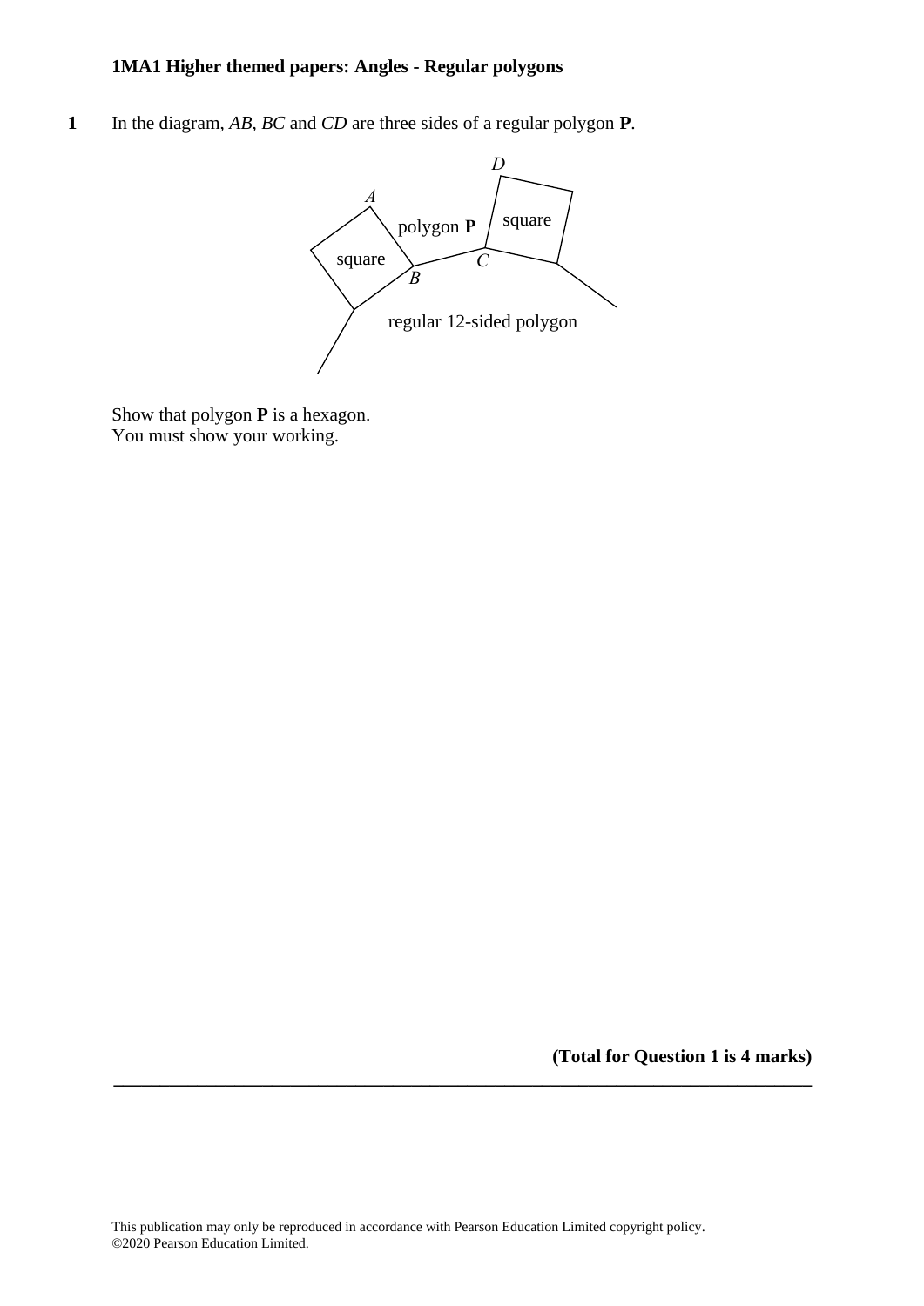**1MA1 Higher themed papers: Angles - Regular polygons**

**1** In the diagram, *AB*, *BC* and *CD* are three sides of a regular polygon **P**.

Show that polygon **P** is a hexagon.
You must show your working.

**(Total for Question 1 is 4 marks)**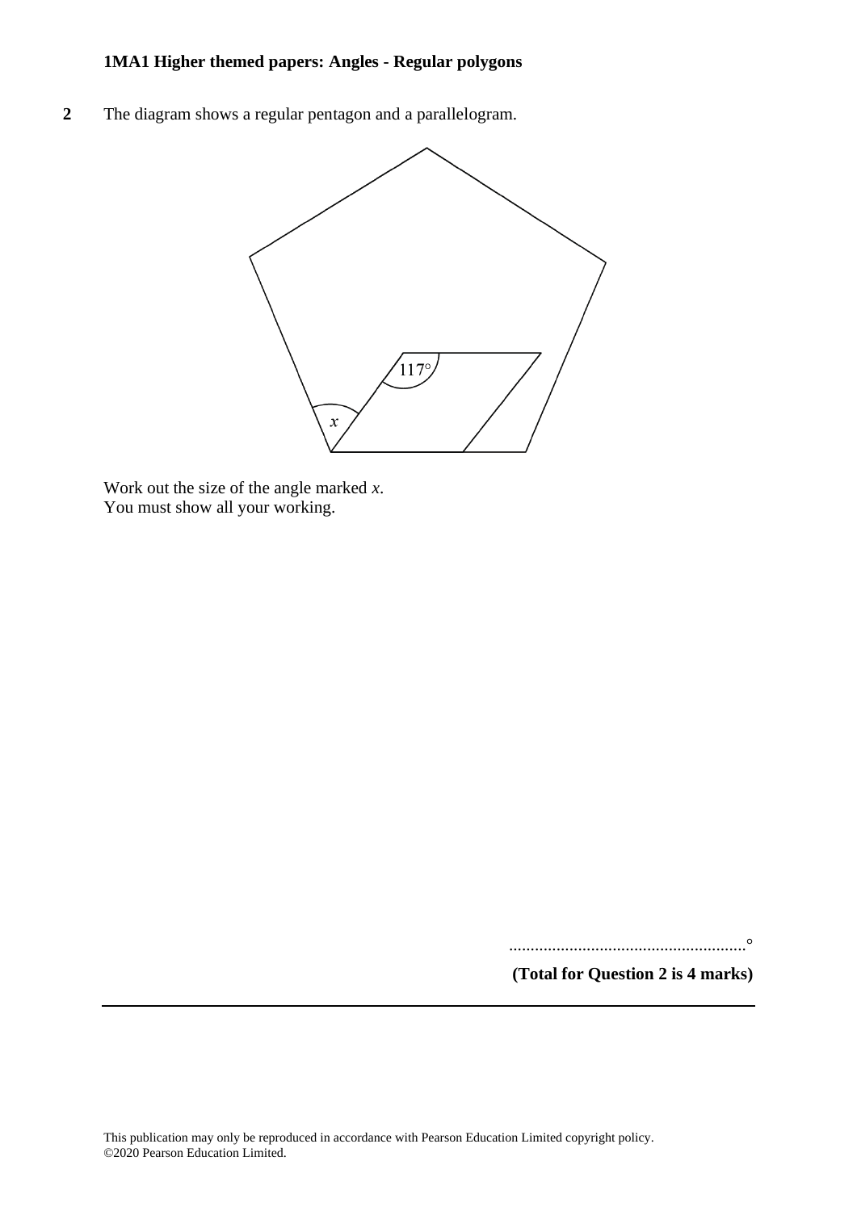**1MA1 Higher themed papers: Angles - Regular polygons**

**2** The diagram shows a regular pentagon and a parallelogram.

117°

$x$

Work out the size of the angle marked $x$.
You must show all your working.

.......................................................°

**(Total for Question 2 is 4 marks)**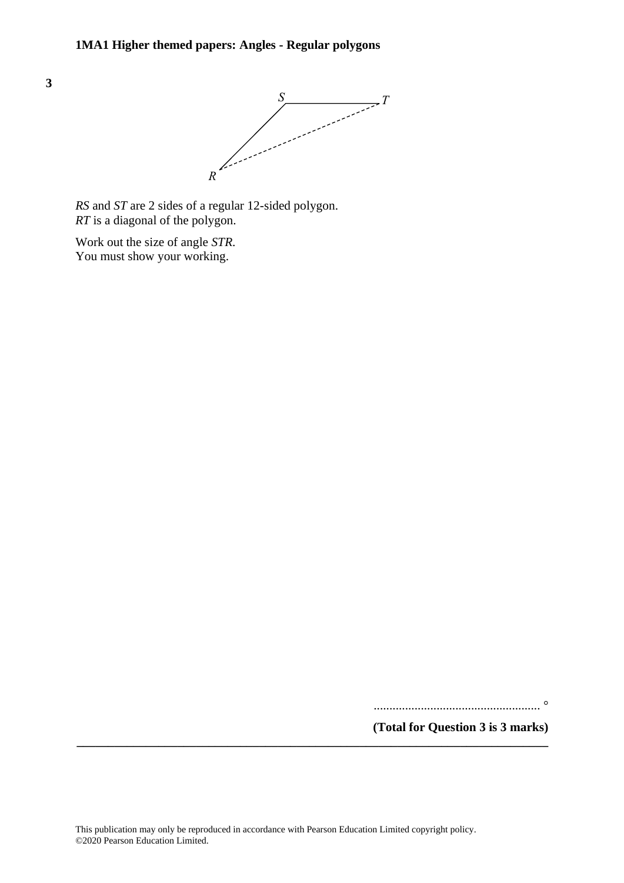**3**

$RS$ and $ST$ are 2 sides of a regular 12-sided polygon.
$RT$ is a diagonal of the polygon.

Work out the size of angle $STR$.
You must show your working.

.................................................... °

**(Total for Question 3 is 3 marks)**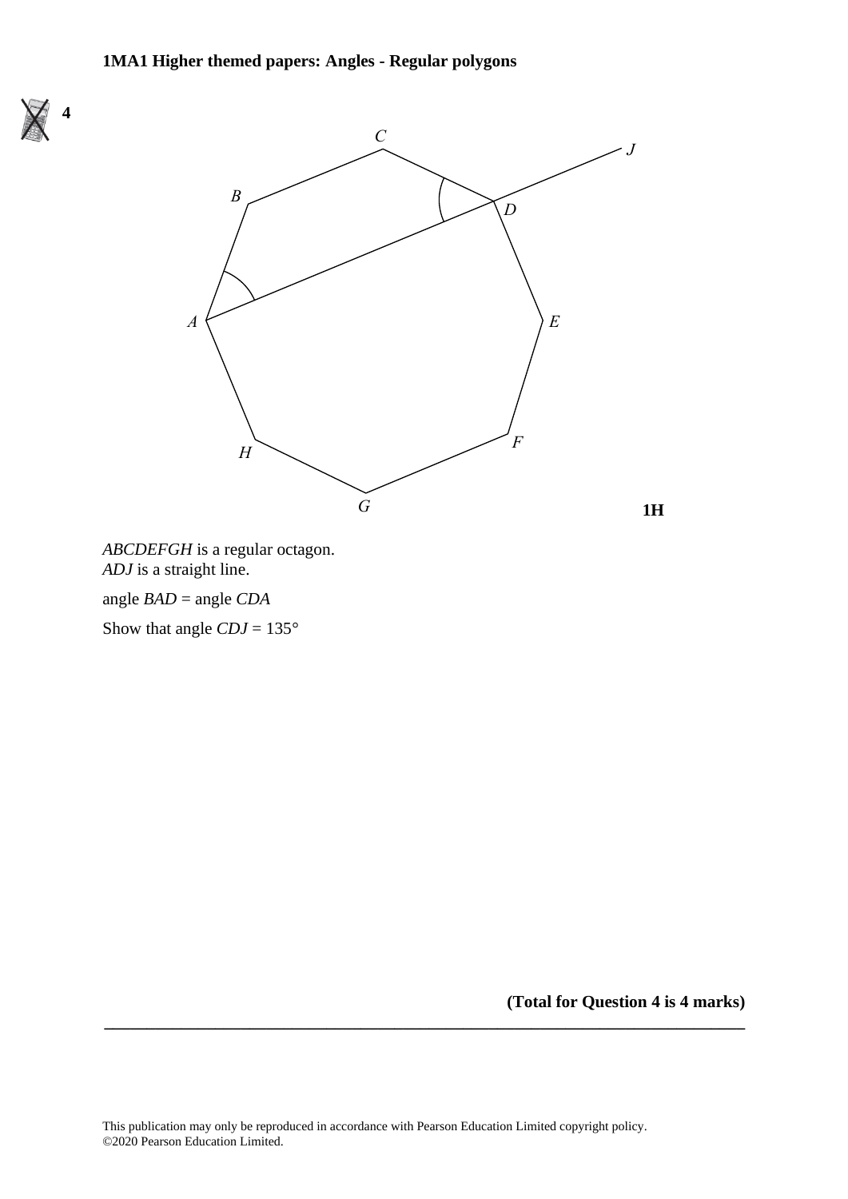**4**

ABCDEFGH is a regular octagon.
ADJ is a straight line.

angle BAD = angle CDA

Show that angle CDJ = 135°

**1H**

**(Total for Question 4 is 4 marks)**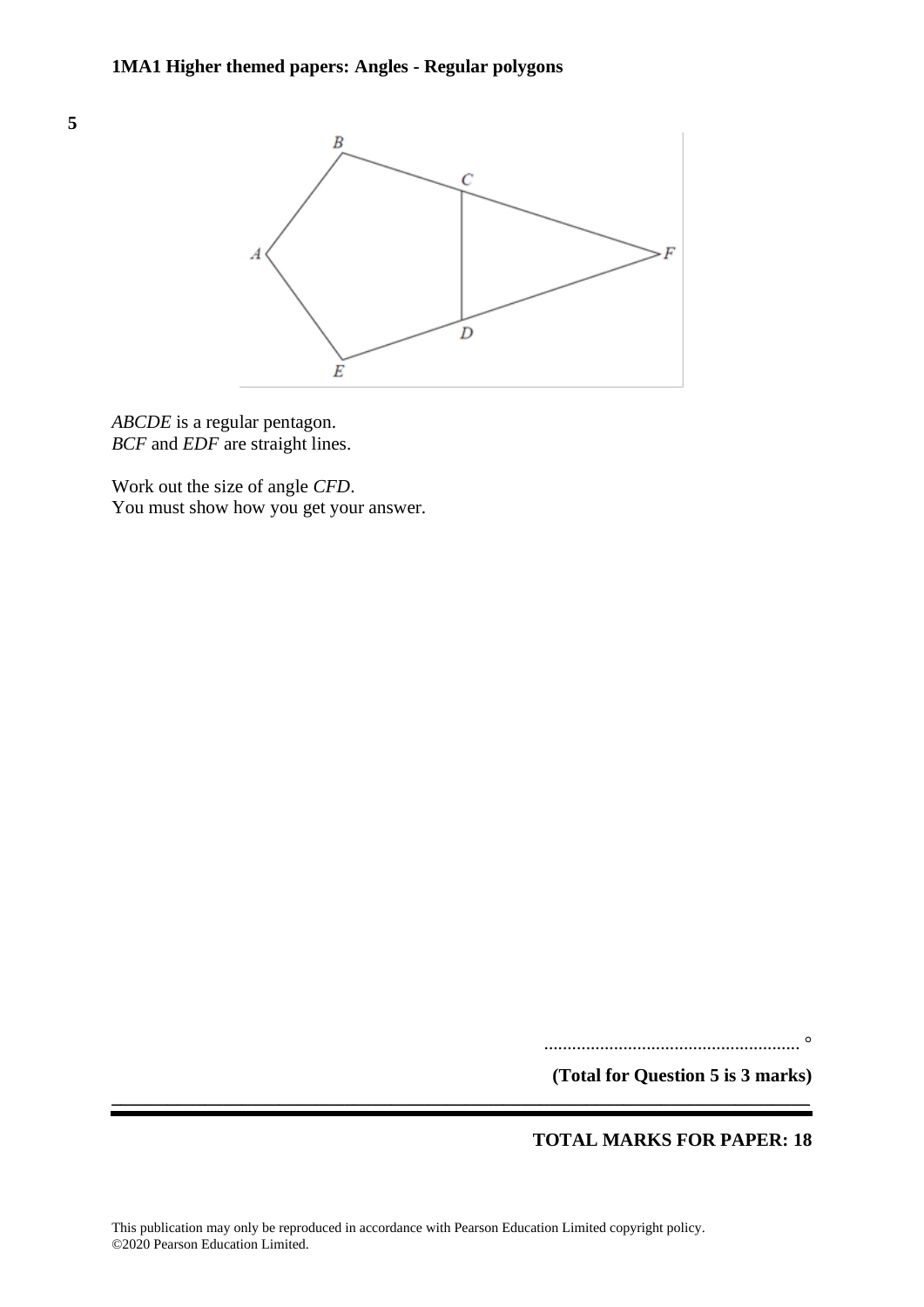**5**

*ABCDE* is a regular pentagon.
*BCF* and *EDF* are straight lines.

Work out the size of angle *CFD*.
You must show how you get your answer.

.......................................................°

**(Total for Question 5 is 3 marks)**

---

**TOTAL MARKS FOR PAPER: 18**

This publication may only be reproduced in accordance with Pearson Education Limited copyright policy.
©2020 Pearson Education Limited.